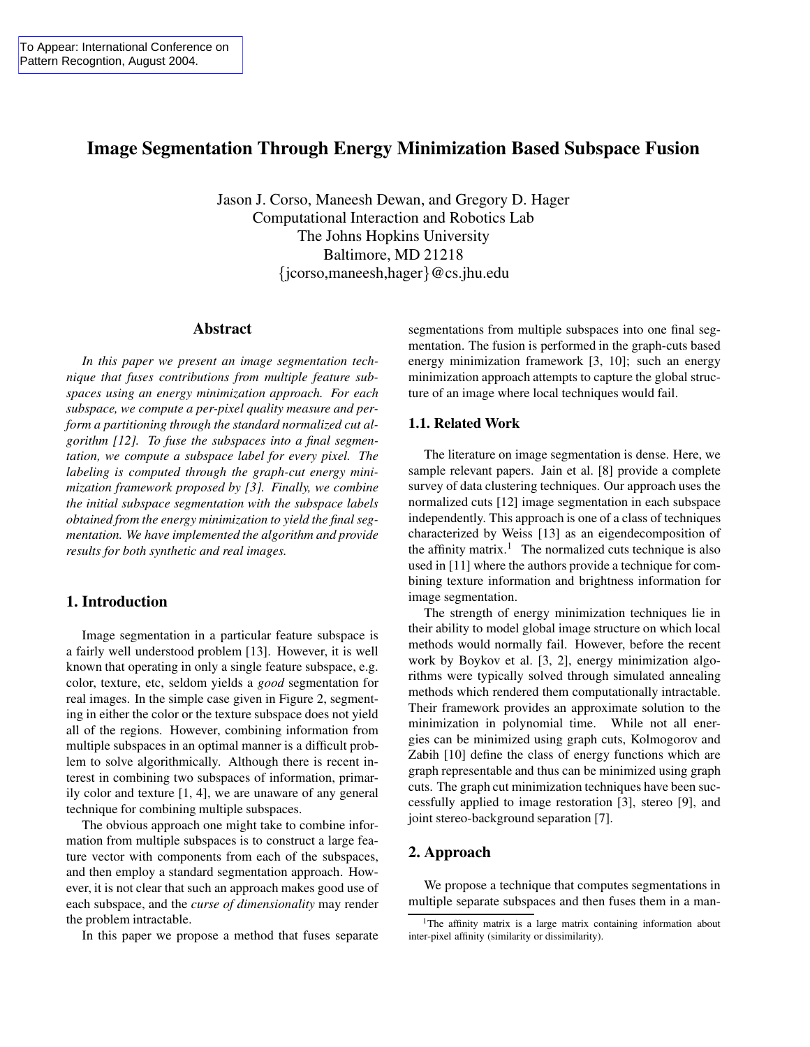To Appear: International Conference on Pattern Recogntion, August 2004.

# Image Segmentation Through Energy Minimization Based Subspace Fusion

Jason J. Corso, Maneesh Dewan, and Gregory D. Hager
Computational Interaction and Robotics Lab
The Johns Hopkins University
Baltimore, MD 21218
{jcorso,maneesh,hager}@cs.jhu.edu

## Abstract

*In this paper we present an image segmentation technique that fuses contributions from multiple feature subspaces using an energy minimization approach. For each subspace, we compute a per-pixel quality measure and perform a partitioning through the standard normalized cut algorithm [12]. To fuse the subspaces into a final segmentation, we compute a subspace label for every pixel. The labeling is computed through the graph-cut energy minimization framework proposed by [3]. Finally, we combine the initial subspace segmentation with the subspace labels obtained from the energy minimization to yield the final segmentation. We have implemented the algorithm and provide results for both synthetic and real images.*

## 1. Introduction

Image segmentation in a particular feature subspace is a fairly well understood problem [13]. However, it is well known that operating in only a single feature subspace, e.g. color, texture, etc, seldom yields a *good* segmentation for real images. In the simple case given in Figure 2, segmenting in either the color or the texture subspace does not yield all of the regions. However, combining information from multiple subspaces in an optimal manner is a difficult problem to solve algorithmically. Although there is recent interest in combining two subspaces of information, primarily color and texture [1, 4], we are unaware of any general technique for combining multiple subspaces.

The obvious approach one might take to combine information from multiple subspaces is to construct a large feature vector with components from each of the subspaces, and then employ a standard segmentation approach. However, it is not clear that such an approach makes good use of each subspace, and the *curse of dimensionality* may render the problem intractable.

In this paper we propose a method that fuses separate segmentations from multiple subspaces into one final segmentation. The fusion is performed in the graph-cuts based energy minimization framework [3, 10]; such an energy minimization approach attempts to capture the global structure of an image where local techniques would fail.

### 1.1. Related Work

The literature on image segmentation is dense. Here, we sample relevant papers. Jain et al. [8] provide a complete survey of data clustering techniques. Our approach uses the normalized cuts [12] image segmentation in each subspace independently. This approach is one of a class of techniques characterized by Weiss [13] as an eigendecomposition of the affinity matrix.[1] The normalized cuts technique is also used in [11] where the authors provide a technique for combining texture information and brightness information for image segmentation.

The strength of energy minimization techniques lie in their ability to model global image structure on which local methods would normally fail. However, before the recent work by Boykov et al. [3, 2], energy minimization algorithms were typically solved through simulated annealing methods which rendered them computationally intractable. Their framework provides an approximate solution to the minimization in polynomial time. While not all energies can be minimized using graph cuts, Kolmogorov and Zabih [10] define the class of energy functions which are graph representable and thus can be minimized using graph cuts. The graph cut minimization techniques have been successfully applied to image restoration [3], stereo [9], and joint stereo-background separation [7].

## 2. Approach

We propose a technique that computes segmentations in multiple separate subspaces and then fuses them in a man-

[1] The affinity matrix is a large matrix containing information about inter-pixel affinity (similarity or dissimilarity).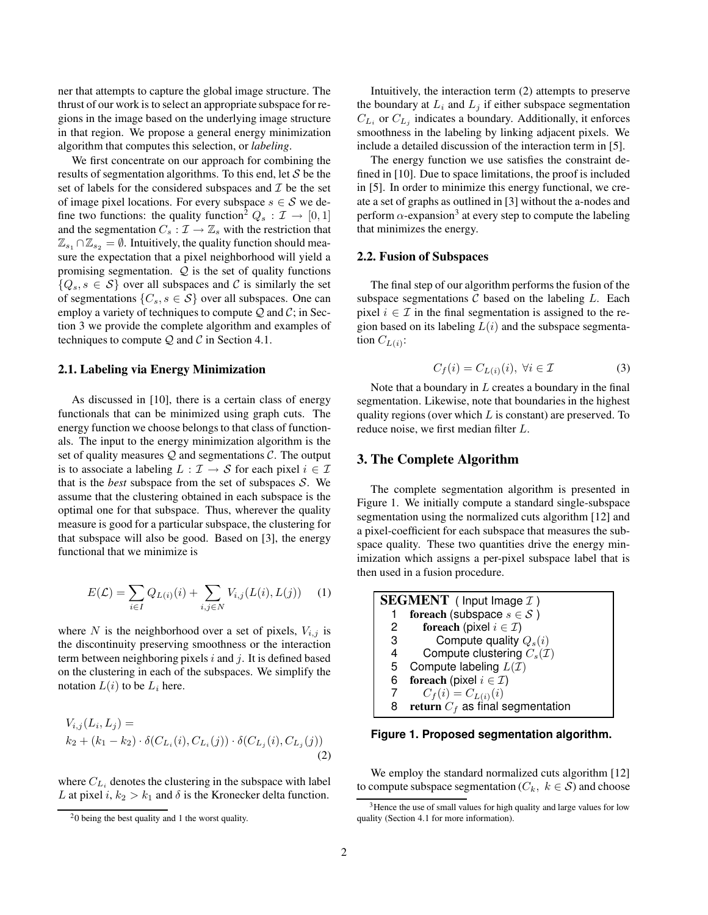ner that attempts to capture the global image structure. The thrust of our work is to select an appropriate subspace for regions in the image based on the underlying image structure in that region. We propose a general energy minimization algorithm that computes this selection, or *labeling*.

We first concentrate on our approach for combining the results of segmentation algorithms. To this end, let $\mathcal{S}$ be the set of labels for the considered subspaces and $\mathcal{I}$ be the set of image pixel locations. For every subspace $s \in \mathcal{S}$ we define two functions: the quality function[2] $Q_s : \mathcal{I} \rightarrow [0, 1]$ and the segmentation $C_s : \mathcal{I} \rightarrow \mathbb{Z}_s$ with the restriction that $\mathbb{Z}_{s_1} \cap \mathbb{Z}_{s_2} = \emptyset$. Intuitively, the quality function should measure the expectation that a pixel neighborhood will yield a promising segmentation. $\mathcal{Q}$ is the set of quality functions $\{Q_s, s \in \mathcal{S}\}$ over all subspaces and $\mathcal{C}$ is similarly the set of segmentations $\{C_s, s \in \mathcal{S}\}$ over all subspaces. One can employ a variety of techniques to compute $\mathcal{Q}$ and $\mathcal{C}$; in Section 3 we provide the complete algorithm and examples of techniques to compute $\mathcal{Q}$ and $\mathcal{C}$ in Section 4.1.

### 2.1. Labeling via Energy Minimization

As discussed in [10], there is a certain class of energy functionals that can be minimized using graph cuts. The energy function we choose belongs to that class of functionals. The input to the energy minimization algorithm is the set of quality measures $\mathcal{Q}$ and segmentations $\mathcal{C}$. The output is to associate a labeling $L : \mathcal{I} \rightarrow \mathcal{S}$ for each pixel $i \in \mathcal{I}$ that is the *best* subspace from the set of subspaces $\mathcal{S}$. We assume that the clustering obtained in each subspace is the optimal one for that subspace. Thus, wherever the quality measure is good for a particular subspace, the clustering for that subspace will also be good. Based on [3], the energy functional that we minimize is

$$E(\mathcal{L}) = \sum_{i \in I} Q_{L(i)}(i) + \sum_{i,j \in N} V_{i,j}(L(i), L(j)) \quad (1)$$

where $N$ is the neighborhood over a set of pixels, $V_{i,j}$ is the discontinuity preserving smoothness or the interaction term between neighboring pixels $i$ and $j$. It is defined based on the clustering in each of the subspaces. We simplify the notation $L(i)$ to be $L_i$ here.

$$V_{i,j}(L_i, L_j) = \\ k_2 + (k_1 - k_2) \cdot \delta(C_{L_i}(i), C_{L_i}(j)) \cdot \delta(C_{L_j}(i), C_{L_j}(j)) \quad (2)$$

where $C_{L_i}$ denotes the clustering in the subspace with label $L$ at pixel $i$, $k_2 > k_1$ and $\delta$ is the Kronecker delta function.

Intuitively, the interaction term (2) attempts to preserve the boundary at $L_i$ and $L_j$ if either subspace segmentation $C_{L_i}$ or $C_{L_j}$ indicates a boundary. Additionally, it enforces smoothness in the labeling by linking adjacent pixels. We include a detailed discussion of the interaction term in [5].

The energy function we use satisfies the constraint defined in [10]. Due to space limitations, the proof is included in [5]. In order to minimize this energy functional, we create a set of graphs as outlined in [3] without the a-nodes and perform $\alpha$-expansion[3] at every step to compute the labeling that minimizes the energy.

### 2.2. Fusion of Subspaces

The final step of our algorithm performs the fusion of the subspace segmentations $\mathcal{C}$ based on the labeling $L$. Each pixel $i \in \mathcal{I}$ in the final segmentation is assigned to the region based on its labeling $L(i)$ and the subspace segmentation $C_{L(i)}$:

$$C_f(i) = C_{L(i)}(i), \ \forall i \in \mathcal{I} \quad (3)$$

Note that a boundary in $L$ creates a boundary in the final segmentation. Likewise, note that boundaries in the highest quality regions (over which $L$ is constant) are preserved. To reduce noise, we first median filter $L$.

## 3. The Complete Algorithm

The complete segmentation algorithm is presented in Figure 1. We initially compute a standard single-subspace segmentation using the normalized cuts algorithm [12] and a pixel-coefficient for each subspace that measures the subspace quality. These two quantities drive the energy minimization which assigns a per-pixel subspace label that is then used in a fusion procedure.

```
SEGMENT ( Input Image I )
1  foreach (subspace s ∈ S )
2     foreach (pixel i ∈ I)
3        Compute quality Q_s(i)
4     Compute clustering C_s(I)
5  Compute labeling L(I)
6  foreach (pixel i ∈ I)
7     C_f(i) = C_L(i)(i)
8  return C_f as final segmentation
```

**Figure 1. Proposed segmentation algorithm.**

We employ the standard normalized cuts algorithm [12] to compute subspace segmentation ($C_k, \ k \in \mathcal{S}$) and choose

[2] 0 being the best quality and 1 the worst quality.

[3] Hence the use of small values for high quality and large values for low quality (Section 4.1 for more information).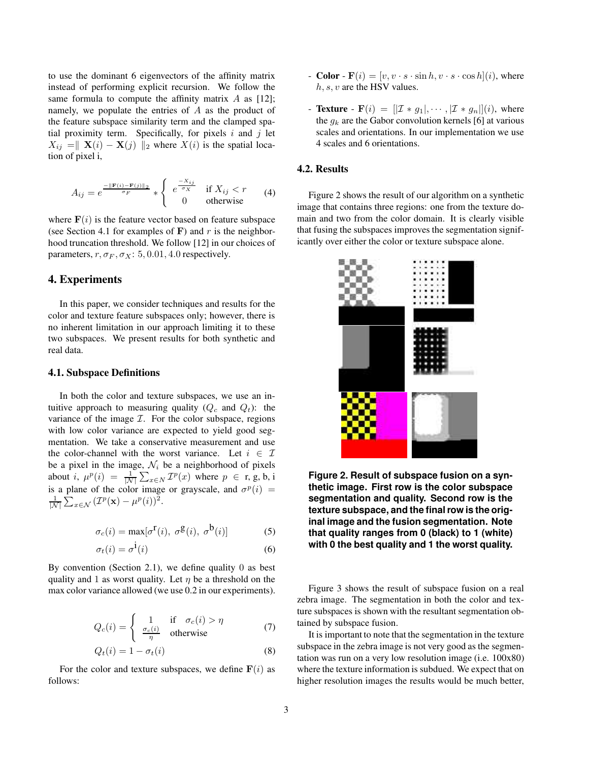to use the dominant 6 eigenvectors of the affinity matrix instead of performing explicit recursion. We follow the same formula to compute the affinity matrix $A$ as [12]; namely, we populate the entries of $A$ as the product of the feature subspace similarity term and the clamped spatial proximity term. Specifically, for pixels $i$ and $j$ let $X_{ij} = \| \mathbf{X}(i) - \mathbf{X}(j) \|_2$ where $X(i)$ is the spatial location of pixel i,

$$A_{ij} = e^{\frac{-\|\mathbf{F}(i)-\mathbf{F}(j)\|_2}{\sigma_F}} * \begin{cases} e^{\frac{-X_{ij}}{\sigma_X}} & \text{if } X_{ij} < r \\ 0 & \text{otherwise} \end{cases} \quad (4)$$

where $\mathbf{F}(i)$ is the feature vector based on feature subspace (see Section 4.1 for examples of $\mathbf{F}$) and $r$ is the neighborhood truncation threshold. We follow [12] in our choices of parameters, $r, \sigma_F, \sigma_X$: $5, 0.01, 4.0$ respectively.

## 4. Experiments

In this paper, we consider techniques and results for the color and texture feature subspaces only; however, there is no inherent limitation in our approach limiting it to these two subspaces. We present results for both synthetic and real data.

### 4.1. Subspace Definitions

In both the color and texture subspaces, we use an intuitive approach to measuring quality ($Q_c$ and $Q_t$): the variance of the image $\mathcal{I}$. For the color subspace, regions with low color variance are expected to yield good segmentation. We take a conservative measurement and use the color-channel with the worst variance. Let $i \in \mathcal{I}$ be a pixel in the image, $\mathcal{N}_i$ be a neighborhood of pixels about $i$, $\mu^p(i) = \frac{1}{|\mathcal{N}|}\sum_{x \in N} \mathcal{I}^p(x)$ where $p \in$ r, g, b, i is a plane of the color image or grayscale, and $\sigma^p(i) = \frac{1}{|\mathcal{N}|}\sum_{x \in \mathcal{N}} (\mathcal{I}^p(\mathbf{x}) - \mu^p(i))^2$.

$$\sigma_c(i) = \max[\sigma^{\text{r}}(i),\ \sigma^{\text{g}}(i),\ \sigma^{\text{b}}(i)] \quad (5)$$

$$\sigma_t(i) = \sigma^{\text{i}}(i) \quad (6)$$

By convention (Section 2.1), we define quality 0 as best quality and 1 as worst quality. Let $\eta$ be a threshold on the max color variance allowed (we use 0.2 in our experiments).

$$Q_c(i) = \begin{cases} 1 & \text{if} \quad \sigma_c(i) > \eta \\ \frac{\sigma_c(i)}{\eta} & \text{otherwise} \end{cases} \quad (7)$$

$$Q_t(i) = 1 - \sigma_t(i) \quad (8)$$

For the color and texture subspaces, we define $\mathbf{F}(i)$ as follows:

- **Color** - $\mathbf{F}(i) = [v, v \cdot s \cdot \sin h, v \cdot s \cdot \cos h](i)$, where $h, s, v$ are the HSV values.

- **Texture** - $\mathbf{F}(i) = [|\mathcal{I} * g_1|, \cdots, |\mathcal{I} * g_n|](i)$, where the $g_k$ are the Gabor convolution kernels [6] at various scales and orientations. In our implementation we use 4 scales and 6 orientations.

### 4.2. Results

Figure 2 shows the result of our algorithm on a synthetic image that contains three regions: one from the texture domain and two from the color domain. It is clearly visible that fusing the subspaces improves the segmentation significantly over either the color or texture subspace alone.

**Figure 2. Result of subspace fusion on a synthetic image. First row is the color subspace segmentation and quality. Second row is the texture subspace, and the final row is the original image and the fusion segmentation. Note that quality ranges from 0 (black) to 1 (white) with 0 the best quality and 1 the worst quality.**

Figure 3 shows the result of subspace fusion on a real zebra image. The segmentation in both the color and texture subspaces is shown with the resultant segmentation obtained by subspace fusion.

It is important to note that the segmentation in the texture subspace in the zebra image is not very good as the segmentation was run on a very low resolution image (i.e. 100x80) where the texture information is subdued. We expect that on higher resolution images the results would be much better,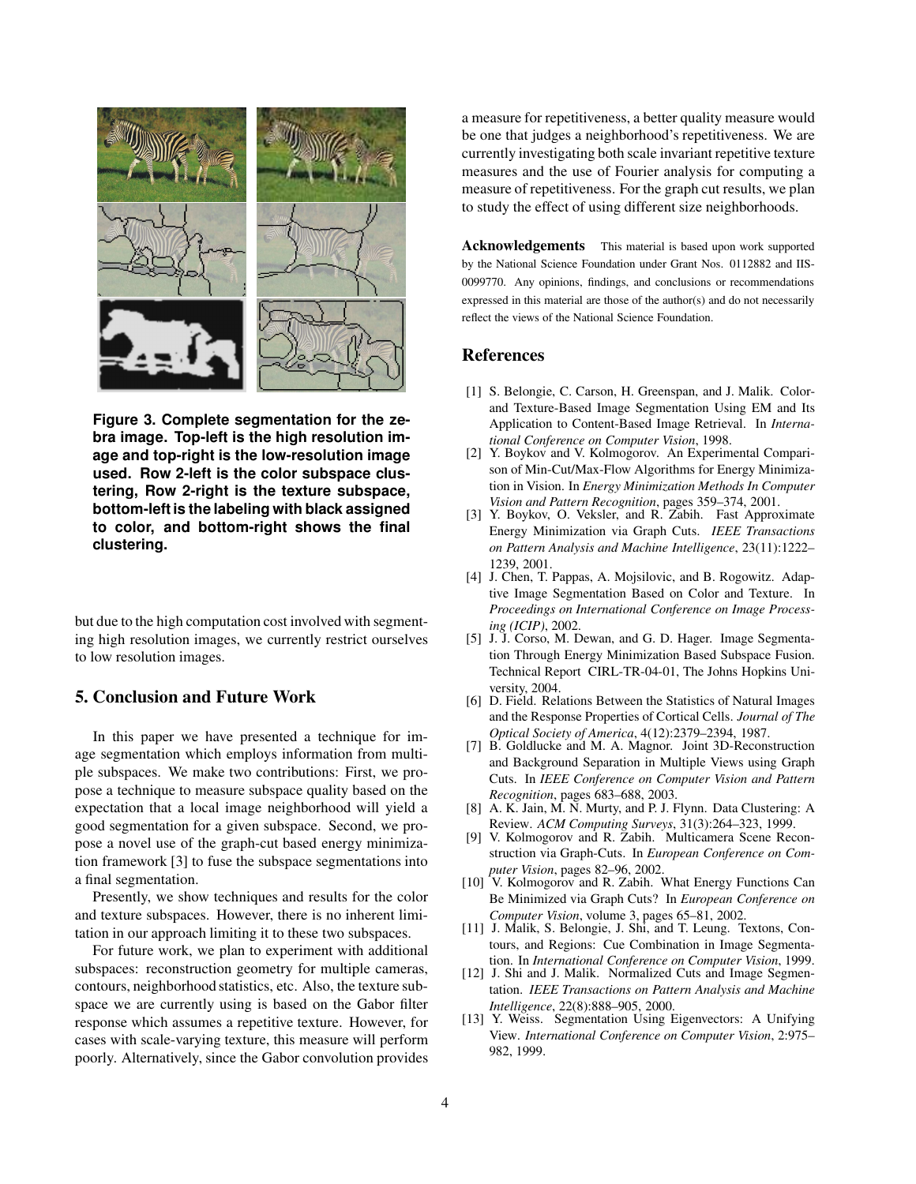**Figure 3. Complete segmentation for the zebra image. Top-left is the high resolution image and top-right is the low-resolution image used. Row 2-left is the color subspace clustering, Row 2-right is the texture subspace, bottom-left is the labeling with black assigned to color, and bottom-right shows the final clustering.**

but due to the high computation cost involved with segmenting high resolution images, we currently restrict ourselves to low resolution images.

## 5. Conclusion and Future Work

In this paper we have presented a technique for image segmentation which employs information from multiple subspaces. We make two contributions: First, we propose a technique to measure subspace quality based on the expectation that a local image neighborhood will yield a good segmentation for a given subspace. Second, we propose a novel use of the graph-cut based energy minimization framework [3] to fuse the subspace segmentations into a final segmentation.

Presently, we show techniques and results for the color and texture subspaces. However, there is no inherent limitation in our approach limiting it to these two subspaces.

For future work, we plan to experiment with additional subspaces: reconstruction geometry for multiple cameras, contours, neighborhood statistics, etc. Also, the texture subspace we are currently using is based on the Gabor filter response which assumes a repetitive texture. However, for cases with scale-varying texture, this measure will perform poorly. Alternatively, since the Gabor convolution provides a measure for repetitiveness, a better quality measure would be one that judges a neighborhood's repetitiveness. We are currently investigating both scale invariant repetitive texture measures and the use of Fourier analysis for computing a measure of repetitiveness. For the graph cut results, we plan to study the effect of using different size neighborhoods.

**Acknowledgements** This material is based upon work supported by the National Science Foundation under Grant Nos. 0112882 and IIS-0099770. Any opinions, findings, and conclusions or recommendations expressed in this material are those of the author(s) and do not necessarily reflect the views of the National Science Foundation.

## References

[1] S. Belongie, C. Carson, H. Greenspan, and J. Malik. Color- and Texture-Based Image Segmentation Using EM and Its Application to Content-Based Image Retrieval. In *International Conference on Computer Vision*, 1998.

[2] Y. Boykov and V. Kolmogorov. An Experimental Comparison of Min-Cut/Max-Flow Algorithms for Energy Minimization in Vision. In *Energy Minimization Methods In Computer Vision and Pattern Recognition*, pages 359–374, 2001.

[3] Y. Boykov, O. Veksler, and R. Zabih. Fast Approximate Energy Minimization via Graph Cuts. *IEEE Transactions on Pattern Analysis and Machine Intelligence*, 23(11):1222–1239, 2001.

[4] J. Chen, T. Pappas, A. Mojsilovic, and B. Rogowitz. Adaptive Image Segmentation Based on Color and Texture. In *Proceedings on International Conference on Image Processing (ICIP)*, 2002.

[5] J. J. Corso, M. Dewan, and G. D. Hager. Image Segmentation Through Energy Minimization Based Subspace Fusion. Technical Report CIRL-TR-04-01, The Johns Hopkins University, 2004.

[6] D. Field. Relations Between the Statistics of Natural Images and the Response Properties of Cortical Cells. *Journal of The Optical Society of America*, 4(12):2379–2394, 1987.

[7] B. Goldlucke and M. A. Magnor. Joint 3D-Reconstruction and Background Separation in Multiple Views using Graph Cuts. In *IEEE Conference on Computer Vision and Pattern Recognition*, pages 683–688, 2003.

[8] A. K. Jain, M. N. Murty, and P. J. Flynn. Data Clustering: A Review. *ACM Computing Surveys*, 31(3):264–323, 1999.

[9] V. Kolmogorov and R. Zabih. Multicamera Scene Reconstruction via Graph-Cuts. In *European Conference on Computer Vision*, pages 82–96, 2002.

[10] V. Kolmogorov and R. Zabih. What Energy Functions Can Be Minimized via Graph Cuts? In *European Conference on Computer Vision*, volume 3, pages 65–81, 2002.

[11] J. Malik, S. Belongie, J. Shi, and T. Leung. Textons, Contours, and Regions: Cue Combination in Image Segmentation. In *International Conference on Computer Vision*, 1999.

[12] J. Shi and J. Malik. Normalized Cuts and Image Segmentation. *IEEE Transactions on Pattern Analysis and Machine Intelligence*, 22(8):888–905, 2000.

[13] Y. Weiss. Segmentation Using Eigenvectors: A Unifying View. *International Conference on Computer Vision*, 2:975–982, 1999.